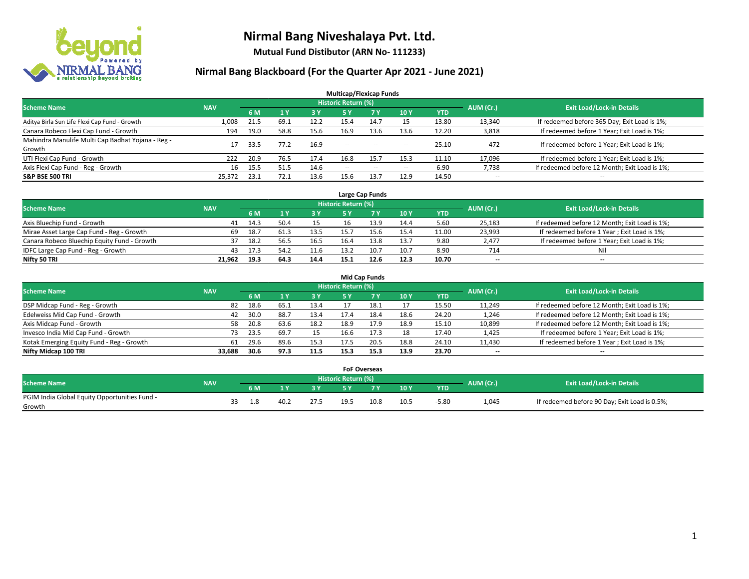# Nirmal Bang Niveshalaya Pvt. Ltd.

**Mutual Fund Distibutor (ARN No- 111233)**

## Nirmal Bang Blackboard (For the Quarter Apr 2021 - June 2021)

### Multicap/Flexicap Funds

| Scheme Name | NAV | Historic Return (%) | | | | | | | AUM (Cr.) | Exit Load/Lock-in Details |
|---|---|---|---|---|---|---|---|---|---|---|
| | | 6 M | 1 Y | 3 Y | 5 Y | 7 Y | 10 Y | YTD | | |
| Aditya Birla Sun Life Flexi Cap Fund - Growth | 1,008 | 21.5 | 69.1 | 12.2 | 15.4 | 14.7 | 15 | 13.80 | 13,340 | If redeemed before 365 Day; Exit Load is 1%; |
| Canara Robeco Flexi Cap Fund - Growth | 194 | 19.0 | 58.8 | 15.6 | 16.9 | 13.6 | 13.6 | 12.20 | 3,818 | If redeemed before 1 Year; Exit Load is 1%; |
| Mahindra Manulife Multi Cap Badhat Yojana - Reg - Growth | 17 | 33.5 | 77.2 | 16.9 | -- | -- | -- | 25.10 | 472 | If redeemed before 1 Year; Exit Load is 1%; |
| UTI Flexi Cap Fund - Growth | 222 | 20.9 | 76.5 | 17.4 | 16.8 | 15.7 | 15.3 | 11.10 | 17,096 | If redeemed before 1 Year; Exit Load is 1%; |
| Axis Flexi Cap Fund - Reg - Growth | 16 | 15.5 | 51.5 | 14.6 | -- | -- | -- | 6.90 | 7,738 | If redeemed before 12 Month; Exit Load is 1%; |
| **S&P BSE 500 TRI** | **25,372** | **23.1** | **72.1** | **13.6** | **15.6** | **13.7** | **12.9** | **14.50** | -- | -- |

### Large Cap Funds

| Scheme Name | NAV | Historic Return (%) | | | | | | | AUM (Cr.) | Exit Load/Lock-in Details |
|---|---|---|---|---|---|---|---|---|---|---|
| | | 6 M | 1 Y | 3 Y | 5 Y | 7 Y | 10 Y | YTD | | |
| Axis Bluechip Fund - Growth | 41 | 14.3 | 50.4 | 15 | 16 | 13.9 | 14.4 | 5.60 | 25,183 | If redeemed before 12 Month; Exit Load is 1%; |
| Mirae Asset Large Cap Fund - Reg - Growth | 69 | 18.7 | 61.3 | 13.5 | 15.7 | 15.6 | 15.4 | 11.00 | 23,993 | If redeemed before 1 Year ; Exit Load is 1%; |
| Canara Robeco Bluechip Equity Fund - Growth | 37 | 18.2 | 56.5 | 16.5 | 16.4 | 13.8 | 13.7 | 9.80 | 2,477 | If redeemed before 1 Year; Exit Load is 1%; |
| IDFC Large Cap Fund - Reg - Growth | 43 | 17.3 | 54.2 | 11.6 | 13.2 | 10.7 | 10.7 | 8.90 | 714 | Nil |
| **Nifty 50 TRI** | **21,962** | **19.3** | **64.3** | **14.4** | **15.1** | **12.6** | **12.3** | **10.70** | **--** | **--** |

### Mid Cap Funds

| Scheme Name | NAV | Historic Return (%) | | | | | | | AUM (Cr.) | Exit Load/Lock-in Details |
|---|---|---|---|---|---|---|---|---|---|---|
| | | 6 M | 1 Y | 3 Y | 5 Y | 7 Y | 10 Y | YTD | | |
| DSP Midcap Fund - Reg - Growth | 82 | 18.6 | 65.1 | 13.4 | 17 | 18.1 | 17 | 15.50 | 11,249 | If redeemed before 12 Month; Exit Load is 1%; |
| Edelweiss Mid Cap Fund - Growth | 42 | 30.0 | 88.7 | 13.4 | 17.4 | 18.4 | 18.6 | 24.20 | 1,246 | If redeemed before 12 Month; Exit Load is 1%; |
| Axis Midcap Fund - Growth | 58 | 20.8 | 63.6 | 18.2 | 18.9 | 17.9 | 18.9 | 15.10 | 10,899 | If redeemed before 12 Month; Exit Load is 1%; |
| Invesco India Mid Cap Fund - Growth | 73 | 23.5 | 69.7 | 15 | 16.6 | 17.3 | 18 | 17.40 | 1,425 | If redeemed before 1 Year; Exit Load is 1%; |
| Kotak Emerging Equity Fund - Reg - Growth | 61 | 29.6 | 89.6 | 15.3 | 17.5 | 20.5 | 18.8 | 24.10 | 11,430 | If redeemed before 1 Year ; Exit Load is 1%; |
| **Nifty Midcap 100 TRI** | **33,688** | **30.6** | **97.3** | **11.5** | **15.3** | **15.3** | **13.9** | **23.70** | **--** | **--** |

### FoF Overseas

| Scheme Name | NAV | Historic Return (%) | | | | | | | AUM (Cr.) | Exit Load/Lock-in Details |
|---|---|---|---|---|---|---|---|---|---|---|
| | | 6 M | 1 Y | 3 Y | 5 Y | 7 Y | 10 Y | YTD | | |
| PGIM India Global Equity Opportunities Fund - Growth | 33 | 1.8 | 40.2 | 27.5 | 19.5 | 10.8 | 10.5 | -5.80 | 1,045 | If redeemed before 90 Day; Exit Load is 0.5%; |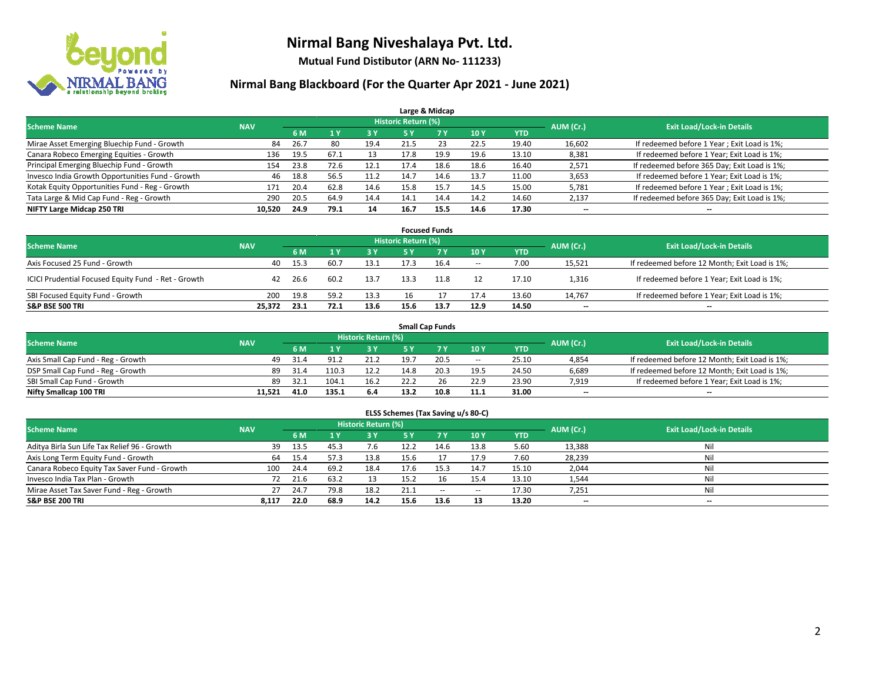# Nirmal Bang Niveshalaya Pvt. Ltd.

**Mutual Fund Distibutor (ARN No- 111233)**

## Nirmal Bang Blackboard (For the Quarter Apr 2021 - June 2021)

### Large & Midcap

| Scheme Name | NAV | Historic Return (%) | | | | | | | AUM (Cr.) | Exit Load/Lock-in Details |
|---|---|---|---|---|---|---|---|---|---|---|
| | | 6 M | 1 Y | 3 Y | 5 Y | 7 Y | 10 Y | YTD | | |
| Mirae Asset Emerging Bluechip Fund - Growth | 84 | 26.7 | 80 | 19.4 | 21.5 | 23 | 22.5 | 19.40 | 16,602 | If redeemed before 1 Year ; Exit Load is 1%; |
| Canara Robeco Emerging Equities - Growth | 136 | 19.5 | 67.1 | 13 | 17.8 | 19.9 | 19.6 | 13.10 | 8,381 | If redeemed before 1 Year; Exit Load is 1%; |
| Principal Emerging Bluechip Fund - Growth | 154 | 23.8 | 72.6 | 12.1 | 17.4 | 18.6 | 18.6 | 16.40 | 2,571 | If redeemed before 365 Day; Exit Load is 1%; |
| Invesco India Growth Opportunities Fund - Growth | 46 | 18.8 | 56.5 | 11.2 | 14.7 | 14.6 | 13.7 | 11.00 | 3,653 | If redeemed before 1 Year; Exit Load is 1%; |
| Kotak Equity Opportunities Fund - Reg - Growth | 171 | 20.4 | 62.8 | 14.6 | 15.8 | 15.7 | 14.5 | 15.00 | 5,781 | If redeemed before 1 Year ; Exit Load is 1%; |
| Tata Large & Mid Cap Fund - Reg - Growth | 290 | 20.5 | 64.9 | 14.4 | 14.1 | 14.4 | 14.2 | 14.60 | 2,137 | If redeemed before 365 Day; Exit Load is 1%; |
| **NIFTY Large Midcap 250 TRI** | **10,520** | **24.9** | **79.1** | **14** | **16.7** | **15.5** | **14.6** | **17.30** | **--** | **--** |

### Focused Funds

| Scheme Name | NAV | Historic Return (%) | | | | | | | AUM (Cr.) | Exit Load/Lock-in Details |
|---|---|---|---|---|---|---|---|---|---|---|
| | | 6 M | 1 Y | 3 Y | 5 Y | 7 Y | 10 Y | YTD | | |
| Axis Focused 25 Fund - Growth | 40 | 15.3 | 60.7 | 13.1 | 17.3 | 16.4 | -- | 7.00 | 15,521 | If redeemed before 12 Month; Exit Load is 1%; |
| ICICI Prudential Focused Equity Fund - Ret - Growth | 42 | 26.6 | 60.2 | 13.7 | 13.3 | 11.8 | 12 | 17.10 | 1,316 | If redeemed before 1 Year; Exit Load is 1%; |
| SBI Focused Equity Fund - Growth | 200 | 19.8 | 59.2 | 13.3 | 16 | 17 | 17.4 | 13.60 | 14,767 | If redeemed before 1 Year; Exit Load is 1%; |
| **S&P BSE 500 TRI** | **25,372** | **23.1** | **72.1** | **13.6** | **15.6** | **13.7** | **12.9** | **14.50** | **--** | **--** |

### Small Cap Funds

| Scheme Name | NAV | Historic Return (%) | | | | | | | AUM (Cr.) | Exit Load/Lock-in Details |
|---|---|---|---|---|---|---|---|---|---|---|
| | | 6 M | 1 Y | 3 Y | 5 Y | 7 Y | 10 Y | YTD | | |
| Axis Small Cap Fund - Reg - Growth | 49 | 31.4 | 91.2 | 21.2 | 19.7 | 20.5 | -- | 25.10 | 4,854 | If redeemed before 12 Month; Exit Load is 1%; |
| DSP Small Cap Fund - Reg - Growth | 89 | 31.4 | 110.3 | 12.2 | 14.8 | 20.3 | 19.5 | 24.50 | 6,689 | If redeemed before 12 Month; Exit Load is 1%; |
| SBI Small Cap Fund - Growth | 89 | 32.1 | 104.1 | 16.2 | 22.2 | 26 | 22.9 | 23.90 | 7,919 | If redeemed before 1 Year; Exit Load is 1%; |
| **Nifty Smallcap 100 TRI** | **11,521** | **41.0** | **135.1** | **6.4** | **13.2** | **10.8** | **11.1** | **31.00** | **--** | **--** |

### ELSS Schemes (Tax Saving u/s 80-C)

| Scheme Name | NAV | Historic Return (%) | | | | | | | AUM (Cr.) | Exit Load/Lock-in Details |
|---|---|---|---|---|---|---|---|---|---|---|
| | | 6 M | 1 Y | 3 Y | 5 Y | 7 Y | 10 Y | YTD | | |
| Aditya Birla Sun Life Tax Relief 96 - Growth | 39 | 13.5 | 45.3 | 7.6 | 12.2 | 14.6 | 13.8 | 5.60 | 13,388 | Nil |
| Axis Long Term Equity Fund - Growth | 64 | 15.4 | 57.3 | 13.8 | 15.6 | 17 | 17.9 | 7.60 | 28,239 | Nil |
| Canara Robeco Equity Tax Saver Fund - Growth | 100 | 24.4 | 69.2 | 18.4 | 17.6 | 15.3 | 14.7 | 15.10 | 2,044 | Nil |
| Invesco India Tax Plan - Growth | 72 | 21.6 | 63.2 | 13 | 15.2 | 16 | 15.4 | 13.10 | 1,544 | Nil |
| Mirae Asset Tax Saver Fund - Reg - Growth | 27 | 24.7 | 79.8 | 18.2 | 21.1 | -- | -- | 17.30 | 7,251 | Nil |
| **S&P BSE 200 TRI** | **8,117** | **22.0** | **68.9** | **14.2** | **15.6** | **13.6** | **13** | **13.20** | **--** | **--** |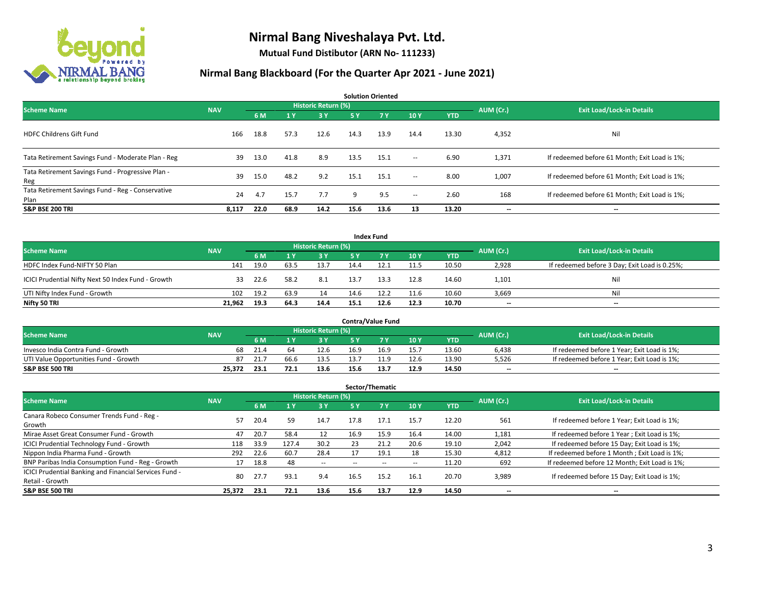# Nirmal Bang Niveshalaya Pvt. Ltd.

**Mutual Fund Distibutor (ARN No- 111233)**

## Nirmal Bang Blackboard (For the Quarter Apr 2021 - June 2021)

### Solution Oriented

| Scheme Name | NAV | Historic Return (%) | | | | | | | AUM (Cr.) | Exit Load/Lock-in Details |
|---|---|---|---|---|---|---|---|---|---|---|
| | | 6 M | 1 Y | 3 Y | 5 Y | 7 Y | 10 Y | YTD | | |
| HDFC Childrens Gift Fund | 166 | 18.8 | 57.3 | 12.6 | 14.3 | 13.9 | 14.4 | 13.30 | 4,352 | Nil |
| Tata Retirement Savings Fund - Moderate Plan - Reg | 39 | 13.0 | 41.8 | 8.9 | 13.5 | 15.1 | -- | 6.90 | 1,371 | If redeemed before 61 Month; Exit Load is 1%; |
| Tata Retirement Savings Fund - Progressive Plan - Reg | 39 | 15.0 | 48.2 | 9.2 | 15.1 | 15.1 | -- | 8.00 | 1,007 | If redeemed before 61 Month; Exit Load is 1%; |
| Tata Retirement Savings Fund - Reg - Conservative Plan | 24 | 4.7 | 15.7 | 7.7 | 9 | 9.5 | -- | 2.60 | 168 | If redeemed before 61 Month; Exit Load is 1%; |
| **S&P BSE 200 TRI** | **8,117** | **22.0** | **68.9** | **14.2** | **15.6** | **13.6** | **13** | **13.20** | **--** | **--** |

### Index Fund

| Scheme Name | NAV | Historic Return (%) | | | | | | | AUM (Cr.) | Exit Load/Lock-in Details |
|---|---|---|---|---|---|---|---|---|---|---|
| | | 6 M | 1 Y | 3 Y | 5 Y | 7 Y | 10 Y | YTD | | |
| HDFC Index Fund-NIFTY 50 Plan | 141 | 19.0 | 63.5 | 13.7 | 14.4 | 12.1 | 11.5 | 10.50 | 2,928 | If redeemed before 3 Day; Exit Load is 0.25%; |
| ICICI Prudential Nifty Next 50 Index Fund - Growth | 33 | 22.6 | 58.2 | 8.1 | 13.7 | 13.3 | 12.8 | 14.60 | 1,101 | Nil |
| UTI Nifty Index Fund - Growth | 102 | 19.2 | 63.9 | 14 | 14.6 | 12.2 | 11.6 | 10.60 | 3,669 | Nil |
| **Nifty 50 TRI** | **21,962** | **19.3** | **64.3** | **14.4** | **15.1** | **12.6** | **12.3** | **10.70** | **--** | **--** |

### Contra/Value Fund

| Scheme Name | NAV | Historic Return (%) | | | | | | | AUM (Cr.) | Exit Load/Lock-in Details |
|---|---|---|---|---|---|---|---|---|---|---|
| | | 6 M | 1 Y | 3 Y | 5 Y | 7 Y | 10 Y | YTD | | |
| Invesco India Contra Fund - Growth | 68 | 21.4 | 64 | 12.6 | 16.9 | 16.9 | 15.7 | 13.60 | 6,438 | If redeemed before 1 Year; Exit Load is 1%; |
| UTI Value Opportunities Fund - Growth | 87 | 21.7 | 66.6 | 13.5 | 13.7 | 11.9 | 12.6 | 13.90 | 5,526 | If redeemed before 1 Year; Exit Load is 1%; |
| **S&P BSE 500 TRI** | **25,372** | **23.1** | **72.1** | **13.6** | **15.6** | **13.7** | **12.9** | **14.50** | **--** | **--** |

### Sector/Thematic

| Scheme Name | NAV | Historic Return (%) | | | | | | | AUM (Cr.) | Exit Load/Lock-in Details |
|---|---|---|---|---|---|---|---|---|---|---|
| | | 6 M | 1 Y | 3 Y | 5 Y | 7 Y | 10 Y | YTD | | |
| Canara Robeco Consumer Trends Fund - Reg - Growth | 57 | 20.4 | 59 | 14.7 | 17.8 | 17.1 | 15.7 | 12.20 | 561 | If redeemed before 1 Year; Exit Load is 1%; |
| Mirae Asset Great Consumer Fund - Growth | 47 | 20.7 | 58.4 | 12 | 16.9 | 15.9 | 16.4 | 14.00 | 1,181 | If redeemed before 1 Year ; Exit Load is 1%; |
| ICICI Prudential Technology Fund - Growth | 118 | 33.9 | 127.4 | 30.2 | 23 | 21.2 | 20.6 | 19.10 | 2,042 | If redeemed before 15 Day; Exit Load is 1%; |
| Nippon India Pharma Fund - Growth | 292 | 22.6 | 60.7 | 28.4 | 17 | 19.1 | 18 | 15.30 | 4,812 | If redeemed before 1 Month ; Exit Load is 1%; |
| BNP Paribas India Consumption Fund - Reg - Growth | 17 | 18.8 | 48 | -- | -- | -- | -- | 11.20 | 692 | If redeemed before 12 Month; Exit Load is 1%; |
| ICICI Prudential Banking and Financial Services Fund - Retail - Growth | 80 | 27.7 | 93.1 | 9.4 | 16.5 | 15.2 | 16.1 | 20.70 | 3,989 | If redeemed before 15 Day; Exit Load is 1%; |
| **S&P BSE 500 TRI** | **25,372** | **23.1** | **72.1** | **13.6** | **15.6** | **13.7** | **12.9** | **14.50** | **--** | **--** |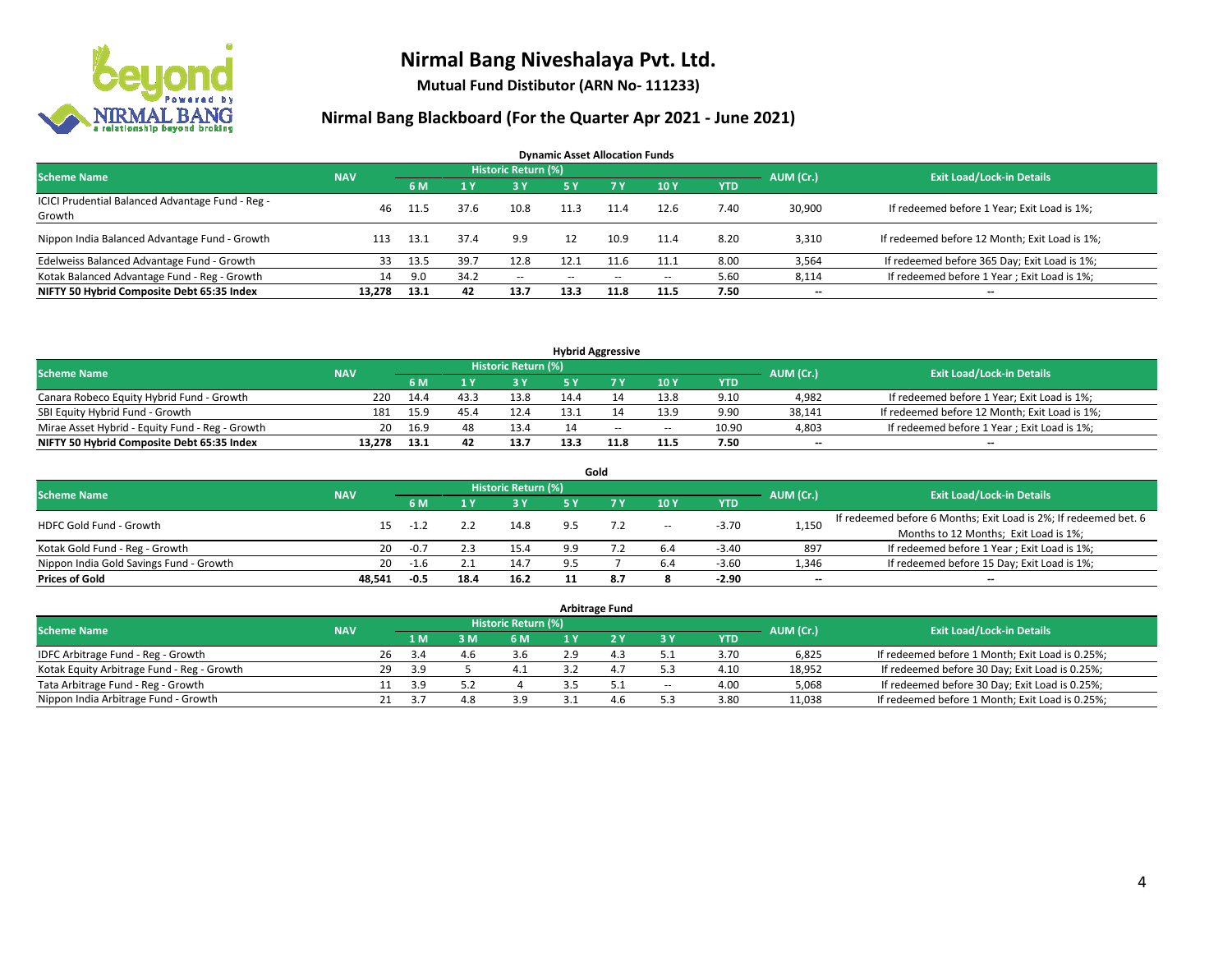# Nirmal Bang Niveshalaya Pvt. Ltd.

**Mutual Fund Distibutor (ARN No- 111233)**

## Nirmal Bang Blackboard (For the Quarter Apr 2021 - June 2021)

### Dynamic Asset Allocation Funds

| Scheme Name | NAV | Historic Return (%) | | | | | | | AUM (Cr.) | Exit Load/Lock-in Details |
|---|---|---|---|---|---|---|---|---|---|---|
| | | 6 M | 1 Y | 3 Y | 5 Y | 7 Y | 10 Y | YTD | | |
| ICICI Prudential Balanced Advantage Fund - Reg - Growth | 46 | 11.5 | 37.6 | 10.8 | 11.3 | 11.4 | 12.6 | 7.40 | 30,900 | If redeemed before 1 Year; Exit Load is 1%; |
| Nippon India Balanced Advantage Fund - Growth | 113 | 13.1 | 37.4 | 9.9 | 12 | 10.9 | 11.4 | 8.20 | 3,310 | If redeemed before 12 Month; Exit Load is 1%; |
| Edelweiss Balanced Advantage Fund - Growth | 33 | 13.5 | 39.7 | 12.8 | 12.1 | 11.6 | 11.1 | 8.00 | 3,564 | If redeemed before 365 Day; Exit Load is 1%; |
| Kotak Balanced Advantage Fund - Reg - Growth | 14 | 9.0 | 34.2 | -- | -- | -- | -- | 5.60 | 8,114 | If redeemed before 1 Year ; Exit Load is 1%; |
| **NIFTY 50 Hybrid Composite Debt 65:35 Index** | **13,278** | **13.1** | **42** | **13.7** | **13.3** | **11.8** | **11.5** | **7.50** | **--** | **--** |

### Hybrid Aggressive

| Scheme Name | NAV | Historic Return (%) | | | | | | | AUM (Cr.) | Exit Load/Lock-in Details |
|---|---|---|---|---|---|---|---|---|---|---|
| | | 6 M | 1 Y | 3 Y | 5 Y | 7 Y | 10 Y | YTD | | |
| Canara Robeco Equity Hybrid Fund - Growth | 220 | 14.4 | 43.3 | 13.8 | 14.4 | 14 | 13.8 | 9.10 | 4,982 | If redeemed before 1 Year; Exit Load is 1%; |
| SBI Equity Hybrid Fund - Growth | 181 | 15.9 | 45.4 | 12.4 | 13.1 | 14 | 13.9 | 9.90 | 38,141 | If redeemed before 12 Month; Exit Load is 1%; |
| Mirae Asset Hybrid - Equity Fund - Reg - Growth | 20 | 16.9 | 48 | 13.4 | 14 | -- | -- | 10.90 | 4,803 | If redeemed before 1 Year ; Exit Load is 1%; |
| **NIFTY 50 Hybrid Composite Debt 65:35 Index** | **13,278** | **13.1** | **42** | **13.7** | **13.3** | **11.8** | **11.5** | **7.50** | **--** | **--** |

### Gold

| Scheme Name | NAV | Historic Return (%) | | | | | | | AUM (Cr.) | Exit Load/Lock-in Details |
|---|---|---|---|---|---|---|---|---|---|---|
| | | 6 M | 1 Y | 3 Y | 5 Y | 7 Y | 10 Y | YTD | | |
| HDFC Gold Fund - Growth | 15 | -1.2 | 2.2 | 14.8 | 9.5 | 7.2 | -- | -3.70 | 1,150 | If redeemed before 6 Months; Exit Load is 2%; If redeemed bet. 6 Months to 12 Months; Exit Load is 1%; |
| Kotak Gold Fund - Reg - Growth | 20 | -0.7 | 2.3 | 15.4 | 9.9 | 7.2 | 6.4 | -3.40 | 897 | If redeemed before 1 Year ; Exit Load is 1%; |
| Nippon India Gold Savings Fund - Growth | 20 | -1.6 | 2.1 | 14.7 | 9.5 | 7 | 6.4 | -3.60 | 1,346 | If redeemed before 15 Day; Exit Load is 1%; |
| **Prices of Gold** | **48,541** | **-0.5** | **18.4** | **16.2** | **11** | **8.7** | **8** | **-2.90** | **--** | **--** |

### Arbitrage Fund

| Scheme Name | NAV | Historic Return (%) | | | | | | | AUM (Cr.) | Exit Load/Lock-in Details |
|---|---|---|---|---|---|---|---|---|---|---|
| | | 1 M | 3 M | 6 M | 1 Y | 2 Y | 3 Y | YTD | | |
| IDFC Arbitrage Fund - Reg - Growth | 26 | 3.4 | 4.6 | 3.6 | 2.9 | 4.3 | 5.1 | 3.70 | 6,825 | If redeemed before 1 Month; Exit Load is 0.25%; |
| Kotak Equity Arbitrage Fund - Reg - Growth | 29 | 3.9 | 5 | 4.1 | 3.2 | 4.7 | 5.3 | 4.10 | 18,952 | If redeemed before 30 Day; Exit Load is 0.25%; |
| Tata Arbitrage Fund - Reg - Growth | 11 | 3.9 | 5.2 | 4 | 3.5 | 5.1 | -- | 4.00 | 5,068 | If redeemed before 30 Day; Exit Load is 0.25%; |
| Nippon India Arbitrage Fund - Growth | 21 | 3.7 | 4.8 | 3.9 | 3.1 | 4.6 | 5.3 | 3.80 | 11,038 | If redeemed before 1 Month; Exit Load is 0.25%; |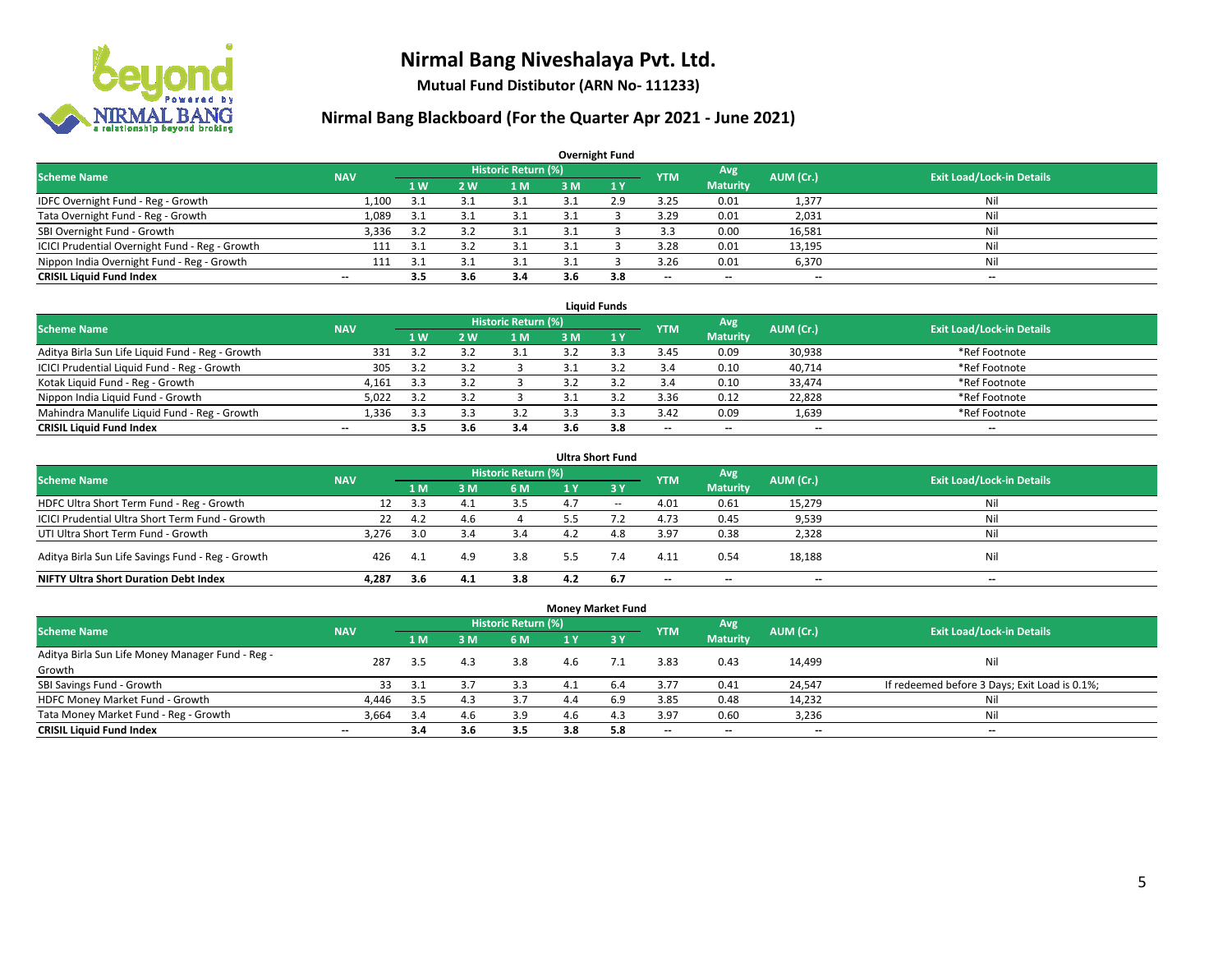# Nirmal Bang Niveshalaya Pvt. Ltd.

**Mutual Fund Distibutor (ARN No- 111233)**

## Nirmal Bang Blackboard (For the Quarter Apr 2021 - June 2021)

### Overnight Fund

| Scheme Name | NAV | Historic Return (%) | | | | | YTM | Avg Maturity | AUM (Cr.) | Exit Load/Lock-in Details |
|---|---|---|---|---|---|---|---|---|---|---|
| | | 1 W | 2 W | 1 M | 3 M | 1 Y | | | | |
| IDFC Overnight Fund - Reg - Growth | 1,100 | 3.1 | 3.1 | 3.1 | 3.1 | 2.9 | 3.25 | 0.01 | 1,377 | Nil |
| Tata Overnight Fund - Reg - Growth | 1,089 | 3.1 | 3.1 | 3.1 | 3.1 | 3 | 3.29 | 0.01 | 2,031 | Nil |
| SBI Overnight Fund - Growth | 3,336 | 3.2 | 3.2 | 3.1 | 3.1 | 3 | 3.3 | 0.00 | 16,581 | Nil |
| ICICI Prudential Overnight Fund - Reg - Growth | 111 | 3.1 | 3.2 | 3.1 | 3.1 | 3 | 3.28 | 0.01 | 13,195 | Nil |
| Nippon India Overnight Fund - Reg - Growth | 111 | 3.1 | 3.1 | 3.1 | 3.1 | 3 | 3.26 | 0.01 | 6,370 | Nil |
| **CRISIL Liquid Fund Index** | -- | **3.5** | **3.6** | **3.4** | **3.6** | **3.8** | -- | -- | -- | -- |

### Liquid Funds

| Scheme Name | NAV | Historic Return (%) | | | | | YTM | Avg Maturity | AUM (Cr.) | Exit Load/Lock-in Details |
|---|---|---|---|---|---|---|---|---|---|---|
| | | 1 W | 2 W | 1 M | 3 M | 1 Y | | | | |
| Aditya Birla Sun Life Liquid Fund - Reg - Growth | 331 | 3.2 | 3.2 | 3.1 | 3.2 | 3.3 | 3.45 | 0.09 | 30,938 | *Ref Footnote |
| ICICI Prudential Liquid Fund - Reg - Growth | 305 | 3.2 | 3.2 | 3 | 3.1 | 3.2 | 3.4 | 0.10 | 40,714 | *Ref Footnote |
| Kotak Liquid Fund - Reg - Growth | 4,161 | 3.3 | 3.2 | 3 | 3.2 | 3.2 | 3.4 | 0.10 | 33,474 | *Ref Footnote |
| Nippon India Liquid Fund - Growth | 5,022 | 3.2 | 3.2 | 3 | 3.1 | 3.2 | 3.36 | 0.12 | 22,828 | *Ref Footnote |
| Mahindra Manulife Liquid Fund - Reg - Growth | 1,336 | 3.3 | 3.3 | 3.2 | 3.3 | 3.3 | 3.42 | 0.09 | 1,639 | *Ref Footnote |
| **CRISIL Liquid Fund Index** | -- | **3.5** | **3.6** | **3.4** | **3.6** | **3.8** | -- | -- | -- | -- |

### Ultra Short Fund

| Scheme Name | NAV | Historic Return (%) | | | | | YTM | Avg Maturity | AUM (Cr.) | Exit Load/Lock-in Details |
|---|---|---|---|---|---|---|---|---|---|---|
| | | 1 M | 3 M | 6 M | 1 Y | 3 Y | | | | |
| HDFC Ultra Short Term Fund - Reg - Growth | 12 | 3.3 | 4.1 | 3.5 | 4.7 | -- | 4.01 | 0.61 | 15,279 | Nil |
| ICICI Prudential Ultra Short Term Fund - Growth | 22 | 4.2 | 4.6 | 4 | 5.5 | 7.2 | 4.73 | 0.45 | 9,539 | Nil |
| UTI Ultra Short Term Fund - Growth | 3,276 | 3.0 | 3.4 | 3.4 | 4.2 | 4.8 | 3.97 | 0.38 | 2,328 | Nil |
| Aditya Birla Sun Life Savings Fund - Reg - Growth | 426 | 4.1 | 4.9 | 3.8 | 5.5 | 7.4 | 4.11 | 0.54 | 18,188 | Nil |
| **NIFTY Ultra Short Duration Debt Index** | **4,287** | **3.6** | **4.1** | **3.8** | **4.2** | **6.7** | -- | -- | -- | -- |

### Money Market Fund

| Scheme Name | NAV | Historic Return (%) | | | | | YTM | Avg Maturity | AUM (Cr.) | Exit Load/Lock-in Details |
|---|---|---|---|---|---|---|---|---|---|---|
| | | 1 M | 3 M | 6 M | 1 Y | 3 Y | | | | |
| Aditya Birla Sun Life Money Manager Fund - Reg - Growth | 287 | 3.5 | 4.3 | 3.8 | 4.6 | 7.1 | 3.83 | 0.43 | 14,499 | Nil |
| SBI Savings Fund - Growth | 33 | 3.1 | 3.7 | 3.3 | 4.1 | 6.4 | 3.77 | 0.41 | 24,547 | If redeemed before 3 Days; Exit Load is 0.1%; |
| HDFC Money Market Fund - Growth | 4,446 | 3.5 | 4.3 | 3.7 | 4.4 | 6.9 | 3.85 | 0.48 | 14,232 | Nil |
| Tata Money Market Fund - Reg - Growth | 3,664 | 3.4 | 4.6 | 3.9 | 4.6 | 4.3 | 3.97 | 0.60 | 3,236 | Nil |
| **CRISIL Liquid Fund Index** | -- | **3.4** | **3.6** | **3.5** | **3.8** | **5.8** | -- | -- | -- | -- |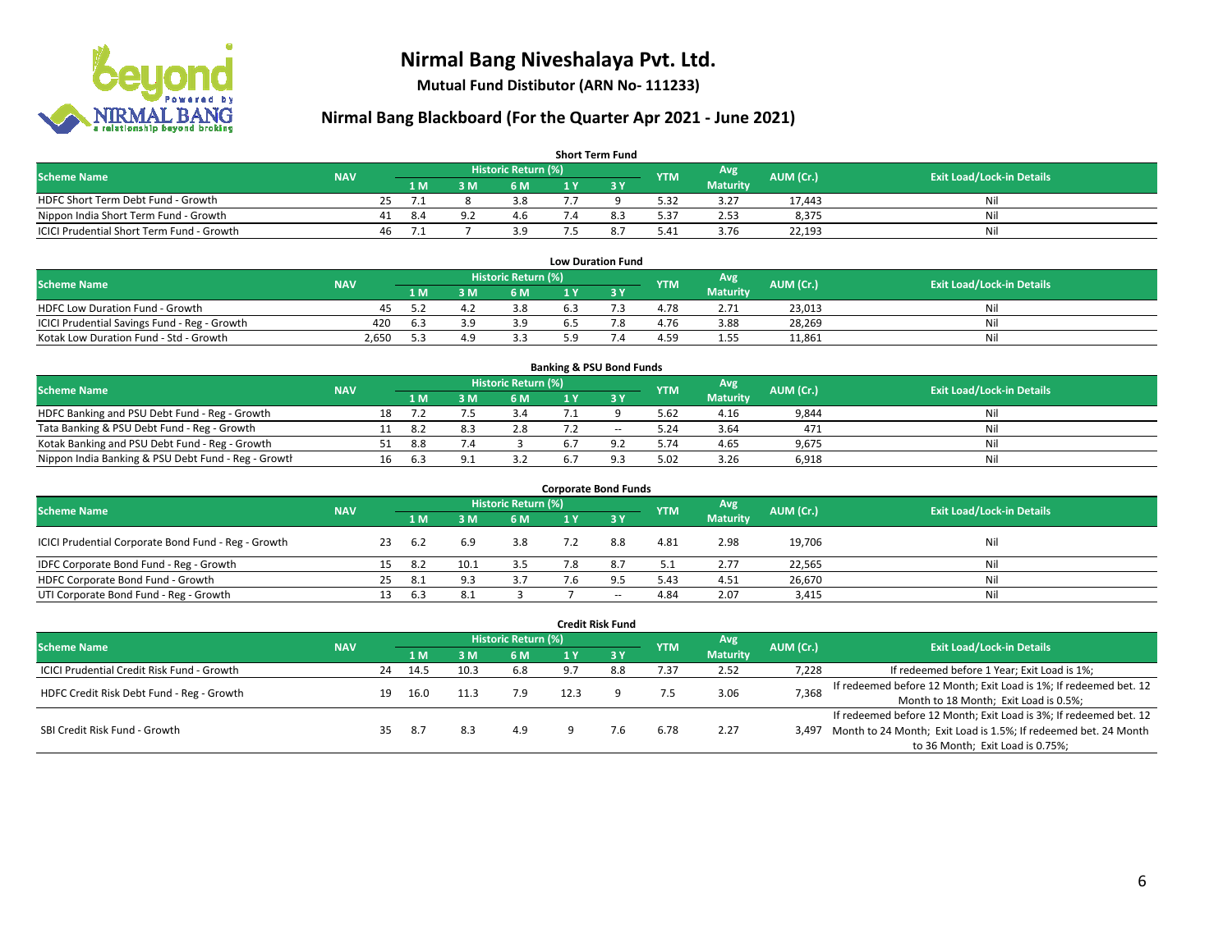# Nirmal Bang Niveshalaya Pvt. Ltd.

**Mutual Fund Distibutor (ARN No- 111233)**

## Nirmal Bang Blackboard (For the Quarter Apr 2021 - June 2021)

### Short Term Fund

| Scheme Name | NAV | Historic Return (%) | | | | | YTM | Avg Maturity | AUM (Cr.) | Exit Load/Lock-in Details |
|---|---|---|---|---|---|---|---|---|---|---|
| | | 1 M | 3 M | 6 M | 1 Y | 3 Y | | | | |
| HDFC Short Term Debt Fund - Growth | 25 | 7.1 | 8 | 3.8 | 7.7 | 9 | 5.32 | 3.27 | 17,443 | Nil |
| Nippon India Short Term Fund - Growth | 41 | 8.4 | 9.2 | 4.6 | 7.4 | 8.3 | 5.37 | 2.53 | 8,375 | Nil |
| ICICI Prudential Short Term Fund - Growth | 46 | 7.1 | 7 | 3.9 | 7.5 | 8.7 | 5.41 | 3.76 | 22,193 | Nil |

### Low Duration Fund

| Scheme Name | NAV | Historic Return (%) | | | | | YTM | Avg Maturity | AUM (Cr.) | Exit Load/Lock-in Details |
|---|---|---|---|---|---|---|---|---|---|---|
| | | 1 M | 3 M | 6 M | 1 Y | 3 Y | | | | |
| HDFC Low Duration Fund - Growth | 45 | 5.2 | 4.2 | 3.8 | 6.3 | 7.3 | 4.78 | 2.71 | 23,013 | Nil |
| ICICI Prudential Savings Fund - Reg - Growth | 420 | 6.3 | 3.9 | 3.9 | 6.5 | 7.8 | 4.76 | 3.88 | 28,269 | Nil |
| Kotak Low Duration Fund - Std - Growth | 2,650 | 5.3 | 4.9 | 3.3 | 5.9 | 7.4 | 4.59 | 1.55 | 11,861 | Nil |

### Banking & PSU Bond Funds

| Scheme Name | NAV | Historic Return (%) | | | | | YTM | Avg Maturity | AUM (Cr.) | Exit Load/Lock-in Details |
|---|---|---|---|---|---|---|---|---|---|---|
| | | 1 M | 3 M | 6 M | 1 Y | 3 Y | | | | |
| HDFC Banking and PSU Debt Fund - Reg - Growth | 18 | 7.2 | 7.5 | 3.4 | 7.1 | 9 | 5.62 | 4.16 | 9,844 | Nil |
| Tata Banking & PSU Debt Fund - Reg - Growth | 11 | 8.2 | 8.3 | 2.8 | 7.2 | -- | 5.24 | 3.64 | 471 | Nil |
| Kotak Banking and PSU Debt Fund - Reg - Growth | 51 | 8.8 | 7.4 | 3 | 6.7 | 9.2 | 5.74 | 4.65 | 9,675 | Nil |
| Nippon India Banking & PSU Debt Fund - Reg - Growth | 16 | 6.3 | 9.1 | 3.2 | 6.7 | 9.3 | 5.02 | 3.26 | 6,918 | Nil |

### Corporate Bond Funds

| Scheme Name | NAV | Historic Return (%) | | | | | YTM | Avg Maturity | AUM (Cr.) | Exit Load/Lock-in Details |
|---|---|---|---|---|---|---|---|---|---|---|
| | | 1 M | 3 M | 6 M | 1 Y | 3 Y | | | | |
| ICICI Prudential Corporate Bond Fund - Reg - Growth | 23 | 6.2 | 6.9 | 3.8 | 7.2 | 8.8 | 4.81 | 2.98 | 19,706 | Nil |
| IDFC Corporate Bond Fund - Reg - Growth | 15 | 8.2 | 10.1 | 3.5 | 7.8 | 8.7 | 5.1 | 2.77 | 22,565 | Nil |
| HDFC Corporate Bond Fund - Growth | 25 | 8.1 | 9.3 | 3.7 | 7.6 | 9.5 | 5.43 | 4.51 | 26,670 | Nil |
| UTI Corporate Bond Fund - Reg - Growth | 13 | 6.3 | 8.1 | 3 | 7 | -- | 4.84 | 2.07 | 3,415 | Nil |

### Credit Risk Fund

| Scheme Name | NAV | Historic Return (%) | | | | | YTM | Avg Maturity | AUM (Cr.) | Exit Load/Lock-in Details |
|---|---|---|---|---|---|---|---|---|---|---|
| | | 1 M | 3 M | 6 M | 1 Y | 3 Y | | | | |
| ICICI Prudential Credit Risk Fund - Growth | 24 | 14.5 | 10.3 | 6.8 | 9.7 | 8.8 | 7.37 | 2.52 | 7,228 | If redeemed before 1 Year; Exit Load is 1%; |
| HDFC Credit Risk Debt Fund - Reg - Growth | 19 | 16.0 | 11.3 | 7.9 | 12.3 | 9 | 7.5 | 3.06 | 7,368 | If redeemed before 12 Month; Exit Load is 1%; If redeemed bet. 12 Month to 18 Month; Exit Load is 0.5%; |
| SBI Credit Risk Fund - Growth | 35 | 8.7 | 8.3 | 4.9 | 9 | 7.6 | 6.78 | 2.27 | 3,497 | If redeemed before 12 Month; Exit Load is 3%; If redeemed bet. 12 Month to 24 Month; Exit Load is 1.5%; If redeemed bet. 24 Month to 36 Month; Exit Load is 0.75%; |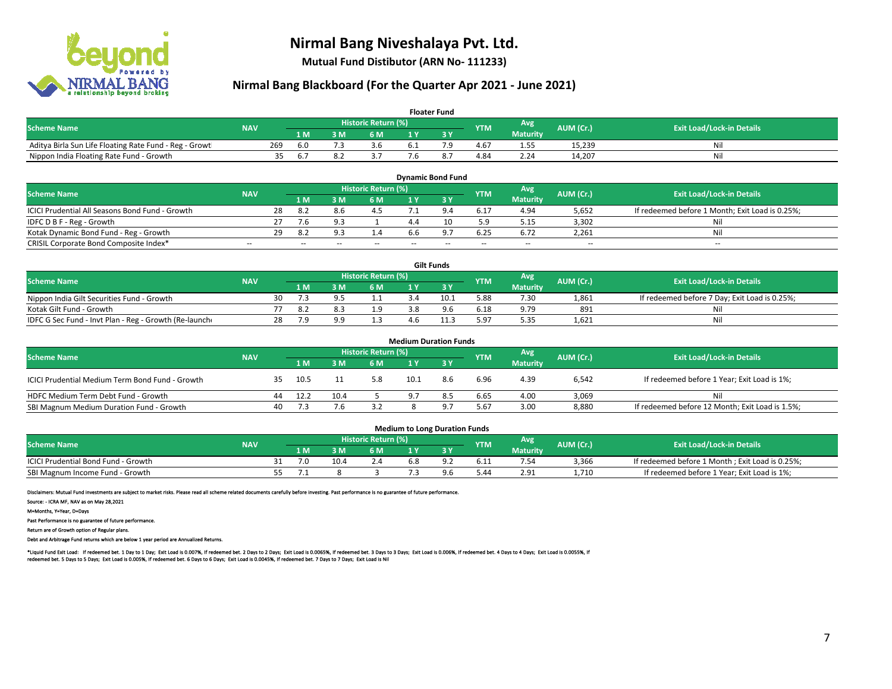# Nirmal Bang Niveshalaya Pvt. Ltd.

**Mutual Fund Distibutor (ARN No- 111233)**

## Nirmal Bang Blackboard (For the Quarter Apr 2021 - June 2021)

### Floater Fund

| Scheme Name | NAV | Historic Return (%) | | | | | YTM | Avg Maturity | AUM (Cr.) | Exit Load/Lock-in Details |
|---|---|---|---|---|---|---|---|---|---|---|
| | | 1 M | 3 M | 6 M | 1 Y | 3 Y | | | | |
| Aditya Birla Sun Life Floating Rate Fund - Reg - Growt | 269 | 6.0 | 7.3 | 3.6 | 6.1 | 7.9 | 4.67 | 1.55 | 15,239 | Nil |
| Nippon India Floating Rate Fund - Growth | 35 | 6.7 | 8.2 | 3.7 | 7.6 | 8.7 | 4.84 | 2.24 | 14,207 | Nil |

### Dynamic Bond Fund

| Scheme Name | NAV | Historic Return (%) | | | | | YTM | Avg Maturity | AUM (Cr.) | Exit Load/Lock-in Details |
|---|---|---|---|---|---|---|---|---|---|---|
| | | 1 M | 3 M | 6 M | 1 Y | 3 Y | | | | |
| ICICI Prudential All Seasons Bond Fund - Growth | 28 | 8.2 | 8.6 | 4.5 | 7.1 | 9.4 | 6.17 | 4.94 | 5,652 | If redeemed before 1 Month; Exit Load is 0.25%; |
| IDFC D B F - Reg - Growth | 27 | 7.6 | 9.3 | 1 | 4.4 | 10 | 5.9 | 5.15 | 3,302 | Nil |
| Kotak Dynamic Bond Fund - Reg - Growth | 29 | 8.2 | 9.3 | 1.4 | 6.6 | 9.7 | 6.25 | 6.72 | 2,261 | Nil |
| CRISIL Corporate Bond Composite Index* | -- | -- | -- | -- | -- | -- | -- | -- | -- | -- |

### Gilt Funds

| Scheme Name | NAV | Historic Return (%) | | | | | YTM | Avg Maturity | AUM (Cr.) | Exit Load/Lock-in Details |
|---|---|---|---|---|---|---|---|---|---|---|
| | | 1 M | 3 M | 6 M | 1 Y | 3 Y | | | | |
| Nippon India Gilt Securities Fund - Growth | 30 | 7.3 | 9.5 | 1.1 | 3.4 | 10.1 | 5.88 | 7.30 | 1,861 | If redeemed before 7 Day; Exit Load is 0.25%; |
| Kotak Gilt Fund - Growth | 77 | 8.2 | 8.3 | 1.9 | 3.8 | 9.6 | 6.18 | 9.79 | 891 | Nil |
| IDFC G Sec Fund - Invt Plan - Reg - Growth (Re-launch | 28 | 7.9 | 9.9 | 1.3 | 4.6 | 11.3 | 5.97 | 5.35 | 1,621 | Nil |

### Medium Duration Funds

| Scheme Name | NAV | Historic Return (%) | | | | | YTM | Avg Maturity | AUM (Cr.) | Exit Load/Lock-in Details |
|---|---|---|---|---|---|---|---|---|---|---|
| | | 1 M | 3 M | 6 M | 1 Y | 3 Y | | | | |
| ICICI Prudential Medium Term Bond Fund - Growth | 35 | 10.5 | 11 | 5.8 | 10.1 | 8.6 | 6.96 | 4.39 | 6,542 | If redeemed before 1 Year; Exit Load is 1%; |
| HDFC Medium Term Debt Fund - Growth | 44 | 12.2 | 10.4 | 5 | 9.7 | 8.5 | 6.65 | 4.00 | 3,069 | Nil |
| SBI Magnum Medium Duration Fund - Growth | 40 | 7.3 | 7.6 | 3.2 | 8 | 9.7 | 5.67 | 3.00 | 8,880 | If redeemed before 12 Month; Exit Load is 1.5%; |

### Medium to Long Duration Funds

| Scheme Name | NAV | Historic Return (%) | | | | | YTM | Avg Maturity | AUM (Cr.) | Exit Load/Lock-in Details |
|---|---|---|---|---|---|---|---|---|---|---|
| | | 1 M | 3 M | 6 M | 1 Y | 3 Y | | | | |
| ICICI Prudential Bond Fund - Growth | 31 | 7.0 | 10.4 | 2.4 | 6.8 | 9.2 | 6.11 | 7.54 | 3,366 | If redeemed before 1 Month ; Exit Load is 0.25%; |
| SBI Magnum Income Fund - Growth | 55 | 7.1 | 8 | 3 | 7.3 | 9.6 | 5.44 | 2.91 | 1,710 | If redeemed before 1 Year; Exit Load is 1%; |

Disclaimers: Mutual Fund investments are subject to market risks. Please read all scheme related documents carefully before investing. Past performance is no guarantee of future performance.

Source: - ICRA MF, NAV as on May 28,2021

M=Months, Y=Year, D=Days

Past Performance is no guarantee of future performance.

Return are of Growth option of Regular plans.

Debt and Arbitrage Fund returns which are below 1 year period are Annualized Returns.

*Liquid Fund Exit Load: If redeemed bet. 1 Day to 1 Day; Exit Load is 0.007%, If redeemed bet. 2 Days to 2 Days; Exit Load is 0.0065%, If redeemed bet. 3 Days to 3 Days; Exit Load is 0.006%, If redeemed bet. 4 Days to 4 Days; Exit Load is 0.0055%, If redeemed bet. 5 Days to 5 Days; Exit Load is 0.005%, If redeemed bet. 6 Days to 6 Days; Exit Load is 0.0045%, If redeemed bet. 7 Days to 7 Days; Exit Load is Nil